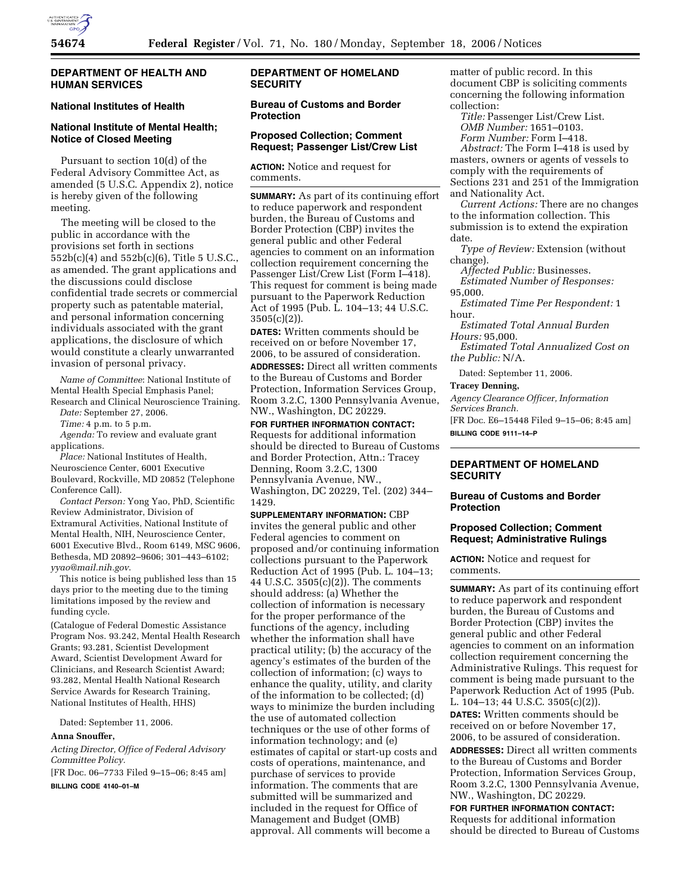## DEPARTMENT OF HEALTH AND HUMAN SERVICES

### National Institutes of Health

### National Institute of Mental Health; Notice of Closed Meeting

Pursuant to section 10(d) of the Federal Advisory Committee Act, as amended (5 U.S.C. Appendix 2), notice is hereby given of the following meeting.

The meeting will be closed to the public in accordance with the provisions set forth in sections 552b(c)(4) and 552b(c)(6), Title 5 U.S.C., as amended. The grant applications and the discussions could disclose confidential trade secrets or commercial property such as patentable material, and personal information concerning individuals associated with the grant applications, the disclosure of which would constitute a clearly unwarranted invasion of personal privacy.

*Name of Committee*: National Institute of Mental Health Special Emphasis Panel; Research and Clinical Neuroscience Training.

*Date:* September 27, 2006.

*Time:* 4 p.m. to 5 p.m.

*Agenda:* To review and evaluate grant applications.

*Place:* National Institutes of Health, Neuroscience Center, 6001 Executive Boulevard, Rockville, MD 20852 (Telephone Conference Call).

*Contact Person:* Yong Yao, PhD, Scientific Review Administrator, Division of Extramural Activities, National Institute of Mental Health, NIH, Neuroscience Center, 6001 Executive Blvd., Room 6149, MSC 9606, Bethesda, MD 20892–9606; 301–443–6102; *yyao@mail.nih.gov*.

This notice is being published less than 15 days prior to the meeting due to the timing limitations imposed by the review and funding cycle.

(Catalogue of Federal Domestic Assistance Program Nos. 93.242, Mental Health Research Grants; 93.281, Scientist Development Award, Scientist Development Award for Clinicians, and Research Scientist Award; 93.282, Mental Health National Research Service Awards for Research Training, National Institutes of Health, HHS)

Dated: September 11, 2006.

**Anna Snouffer,**

*Acting Director, Office of Federal Advisory Committee Policy.*

[FR Doc. 06–7733 Filed 9–15–06; 8:45 am]

**BILLING CODE 4140–01–M**

## DEPARTMENT OF HOMELAND SECURITY

### Bureau of Customs and Border Protection

### Proposed Collection; Comment Request; Passenger List/Crew List

**ACTION:** Notice and request for comments.

**SUMMARY:** As part of its continuing effort to reduce paperwork and respondent burden, the Bureau of Customs and Border Protection (CBP) invites the general public and other Federal agencies to comment on an information collection requirement concerning the Passenger List/Crew List (Form I–418). This request for comment is being made pursuant to the Paperwork Reduction Act of 1995 (Pub. L. 104–13; 44 U.S.C. 3505(c)(2)).

**DATES:** Written comments should be received on or before November 17, 2006, to be assured of consideration.

**ADDRESSES:** Direct all written comments to the Bureau of Customs and Border Protection, Information Services Group, Room 3.2.C, 1300 Pennsylvania Avenue, NW., Washington, DC 20229.

**FOR FURTHER INFORMATION CONTACT:** Requests for additional information should be directed to Bureau of Customs and Border Protection, Attn.: Tracey Denning, Room 3.2.C, 1300 Pennsylvania Avenue, NW., Washington, DC 20229, Tel. (202) 344–1429.

**SUPPLEMENTARY INFORMATION:** CBP invites the general public and other Federal agencies to comment on proposed and/or continuing information collections pursuant to the Paperwork Reduction Act of 1995 (Pub. L. 104–13; 44 U.S.C. 3505(c)(2)). The comments should address: (a) Whether the collection of information is necessary for the proper performance of the functions of the agency, including whether the information shall have practical utility; (b) the accuracy of the agency's estimates of the burden of the collection of information; (c) ways to enhance the quality, utility, and clarity of the information to be collected; (d) ways to minimize the burden including the use of automated collection techniques or the use of other forms of information technology; and (e) estimates of capital or start-up costs and costs of operations, maintenance, and purchase of services to provide information. The comments that are submitted will be summarized and included in the request for Office of Management and Budget (OMB) approval. All comments will become a matter of public record. In this document CBP is soliciting comments concerning the following information collection:

*Title:* Passenger List/Crew List.

*OMB Number:* 1651–0103.

*Form Number:* Form I–418.

*Abstract:* The Form I–418 is used by masters, owners or agents of vessels to comply with the requirements of Sections 231 and 251 of the Immigration and Nationality Act.

*Current Actions:* There are no changes to the information collection. This submission is to extend the expiration date.

*Type of Review:* Extension (without change).

*Affected Public:* Businesses.

*Estimated Number of Responses:* 95,000.

*Estimated Time Per Respondent:* 1 hour.

*Estimated Total Annual Burden Hours:* 95,000.

*Estimated Total Annualized Cost on the Public:* N/A.

Dated: September 11, 2006.

**Tracey Denning,**

*Agency Clearance Officer, Information Services Branch.*

[FR Doc. E6–15448 Filed 9–15–06; 8:45 am]

**BILLING CODE 9111–14–P**

## DEPARTMENT OF HOMELAND SECURITY

### Bureau of Customs and Border Protection

### Proposed Collection; Comment Request; Administrative Rulings

**ACTION:** Notice and request for comments.

**SUMMARY:** As part of its continuing effort to reduce paperwork and respondent burden, the Bureau of Customs and Border Protection (CBP) invites the general public and other Federal agencies to comment on an information collection requirement concerning the Administrative Rulings. This request for comment is being made pursuant to the Paperwork Reduction Act of 1995 (Pub. L. 104–13; 44 U.S.C. 3505(c)(2)).

**DATES:** Written comments should be received on or before November 17, 2006, to be assured of consideration.

**ADDRESSES:** Direct all written comments to the Bureau of Customs and Border Protection, Information Services Group, Room 3.2.C, 1300 Pennsylvania Avenue, NW., Washington, DC 20229.

**FOR FURTHER INFORMATION CONTACT:** Requests for additional information should be directed to Bureau of Customs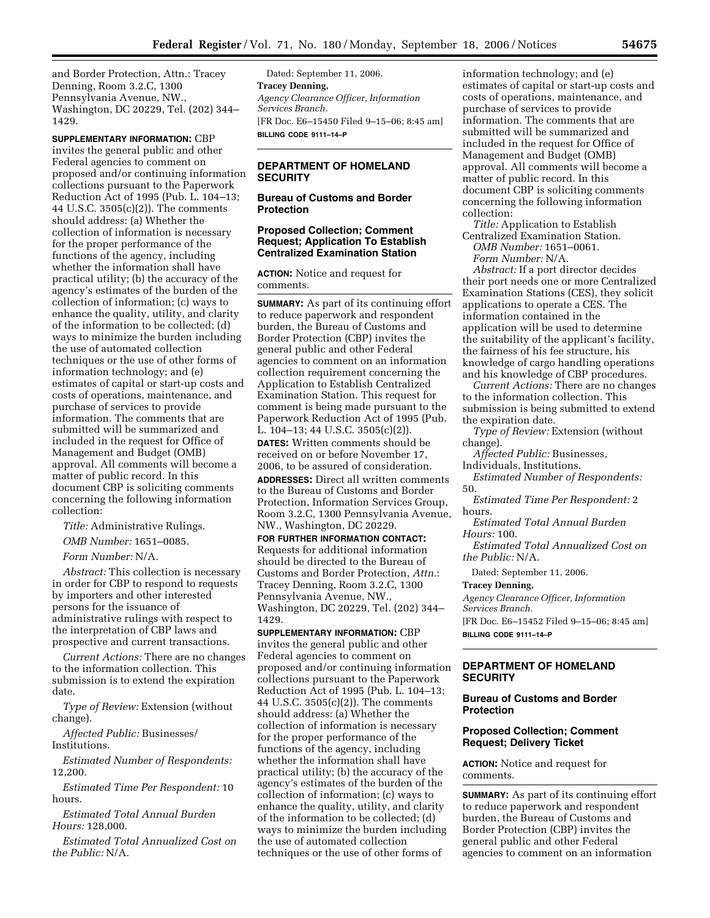and Border Protection, Attn.: Tracey Denning, Room 3.2.C, 1300 Pennsylvania Avenue, NW., Washington, DC 20229, Tel. (202) 344–1429.

**SUPPLEMENTARY INFORMATION:** CBP invites the general public and other Federal agencies to comment on proposed and/or continuing information collections pursuant to the Paperwork Reduction Act of 1995 (Pub. L. 104–13; 44 U.S.C. 3505(c)(2)). The comments should address: (a) Whether the collection of information is necessary for the proper performance of the functions of the agency, including whether the information shall have practical utility; (b) the accuracy of the agency's estimates of the burden of the collection of information; (c) ways to enhance the quality, utility, and clarity of the information to be collected; (d) ways to minimize the burden including the use of automated collection techniques or the use of other forms of information technology; and (e) estimates of capital or start-up costs and costs of operations, maintenance, and purchase of services to provide information. The comments that are submitted will be summarized and included in the request for Office of Management and Budget (OMB) approval. All comments will become a matter of public record. In this document CBP is soliciting comments concerning the following information collection:

*Title:* Administrative Rulings.

*OMB Number:* 1651–0085.

*Form Number:* N/A.

*Abstract:* This collection is necessary in order for CBP to respond to requests by importers and other interested persons for the issuance of administrative rulings with respect to the interpretation of CBP laws and prospective and current transactions.

*Current Actions:* There are no changes to the information collection. This submission is to extend the expiration date.

*Type of Review:* Extension (without change).

*Affected Public:* Businesses/Institutions.

*Estimated Number of Respondents:* 12,200.

*Estimated Time Per Respondent:* 10 hours.

*Estimated Total Annual Burden Hours:* 128,000.

*Estimated Total Annualized Cost on the Public:* N/A.

Dated: September 11, 2006.

**Tracey Denning,**

*Agency Clearance Officer, Information Services Branch.*

[FR Doc. E6–15450 Filed 9–15–06; 8:45 am]

**BILLING CODE 9111–14–P**

## DEPARTMENT OF HOMELAND SECURITY

### Bureau of Customs and Border Protection

### Proposed Collection; Comment Request; Application To Establish Centralized Examination Station

**ACTION:** Notice and request for comments.

**SUMMARY:** As part of its continuing effort to reduce paperwork and respondent burden, the Bureau of Customs and Border Protection (CBP) invites the general public and other Federal agencies to comment on an information collection requirement concerning the Application to Establish Centralized Examination Station. This request for comment is being made pursuant to the Paperwork Reduction Act of 1995 (Pub. L. 104–13; 44 U.S.C. 3505(c)(2)).

**DATES:** Written comments should be received on or before November 17, 2006, to be assured of consideration.

**ADDRESSES:** Direct all written comments to the Bureau of Customs and Border Protection, Information Services Group, Room 3.2.C, 1300 Pennsylvania Avenue, NW., Washington, DC 20229.

**FOR FURTHER INFORMATION CONTACT:** Requests for additional information should be directed to the Bureau of Customs and Border Protection, *Attn.*: Tracey Denning, Room 3.2.C, 1300 Pennsylvania Avenue, NW., Washington, DC 20229, Tel. (202) 344–1429.

**SUPPLEMENTARY INFORMATION:** CBP invites the general public and other Federal agencies to comment on proposed and/or continuing information collections pursuant to the Paperwork Reduction Act of 1995 (Pub. L. 104–13; 44 U.S.C. 3505(c)(2)). The comments should address: (a) Whether the collection of information is necessary for the proper performance of the functions of the agency, including whether the information shall have practical utility; (b) the accuracy of the agency's estimates of the burden of the collection of information; (c) ways to enhance the quality, utility, and clarity of the information to be collected; (d) ways to minimize the burden including the use of automated collection techniques or the use of other forms of information technology; and (e) estimates of capital or start-up costs and costs of operations, maintenance, and purchase of services to provide information. The comments that are submitted will be summarized and included in the request for Office of Management and Budget (OMB) approval. All comments will become a matter of public record. In this document CBP is soliciting comments concerning the following information collection:

*Title:* Application to Establish Centralized Examination Station.

*OMB Number:* 1651–0061.

*Form Number:* N/A.

*Abstract:* If a port director decides their port needs one or more Centralized Examination Stations (CES), they solicit applications to operate a CES. The information contained in the application will be used to determine the suitability of the applicant's facility, the fairness of his fee structure, his knowledge of cargo handling operations and his knowledge of CBP procedures.

*Current Actions:* There are no changes to the information collection. This submission is being submitted to extend the expiration date.

*Type of Review:* Extension (without change).

*Affected Public:* Businesses, Individuals, Institutions.

*Estimated Number of Respondents:* 50.

*Estimated Time Per Respondent:* 2 hours.

*Estimated Total Annual Burden Hours:* 100.

*Estimated Total Annualized Cost on the Public:* N/A.

Dated: September 11, 2006.

**Tracey Denning,**

*Agency Clearance Officer, Information Services Branch.*

[FR Doc. E6–15452 Filed 9–15–06; 8:45 am]

**BILLING CODE 9111–14–P**

## DEPARTMENT OF HOMELAND SECURITY

### Bureau of Customs and Border Protection

### Proposed Collection; Comment Request; Delivery Ticket

**ACTION:** Notice and request for comments.

**SUMMARY:** As part of its continuing effort to reduce paperwork and respondent burden, the Bureau of Customs and Border Protection (CBP) invites the general public and other Federal agencies to comment on an information